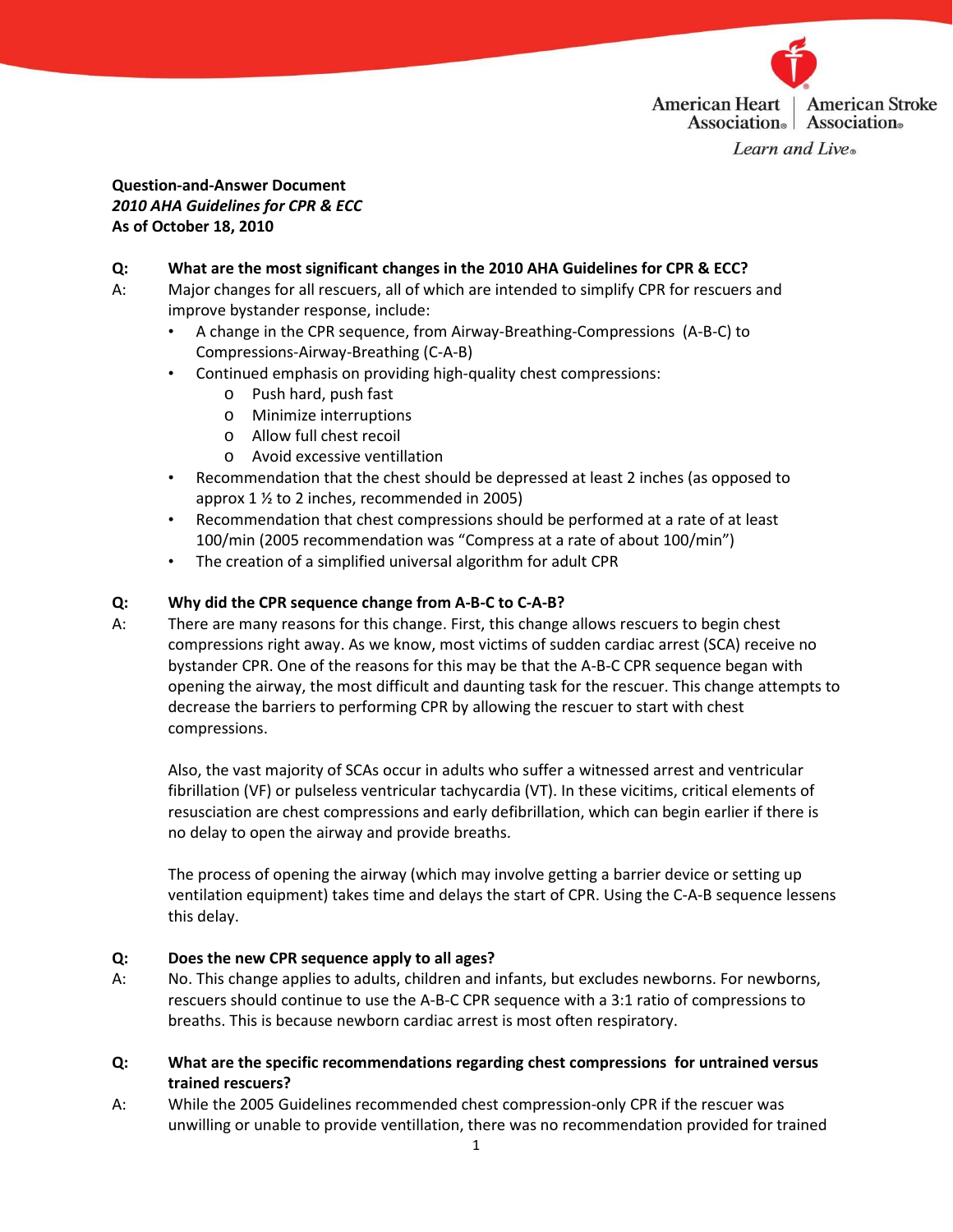**Question-and-Answer Document**
***2010 AHA Guidelines for CPR & ECC***
**As of October 18, 2010**

**Q: What are the most significant changes in the 2010 AHA Guidelines for CPR & ECC?**

A: Major changes for all rescuers, all of which are intended to simplify CPR for rescuers and improve bystander response, include:

- A change in the CPR sequence, from Airway-Breathing-Compressions (A-B-C) to Compressions-Airway-Breathing (C-A-B)
- Continued emphasis on providing high-quality chest compressions:
  - Push hard, push fast
  - Minimize interruptions
  - Allow full chest recoil
  - Avoid excessive ventillation
- Recommendation that the chest should be depressed at least 2 inches (as opposed to approx 1 ½ to 2 inches, recommended in 2005)
- Recommendation that chest compressions should be performed at a rate of at least 100/min (2005 recommendation was "Compress at a rate of about 100/min")
- The creation of a simplified universal algorithm for adult CPR

**Q: Why did the CPR sequence change from A-B-C to C-A-B?**

A: There are many reasons for this change. First, this change allows rescuers to begin chest compressions right away. As we know, most victims of sudden cardiac arrest (SCA) receive no bystander CPR. One of the reasons for this may be that the A-B-C CPR sequence began with opening the airway, the most difficult and daunting task for the rescuer. This change attempts to decrease the barriers to performing CPR by allowing the rescuer to start with chest compressions.

Also, the vast majority of SCAs occur in adults who suffer a witnessed arrest and ventricular fibrillation (VF) or pulseless ventricular tachycardia (VT). In these vicitims, critical elements of resuscitation are chest compressions and early defibrillation, which can begin earlier if there is no delay to open the airway and provide breaths.

The process of opening the airway (which may involve getting a barrier device or setting up ventilation equipment) takes time and delays the start of CPR. Using the C-A-B sequence lessens this delay.

**Q: Does the new CPR sequence apply to all ages?**

A: No. This change applies to adults, children and infants, but excludes newborns. For newborns, rescuers should continue to use the A-B-C CPR sequence with a 3:1 ratio of compressions to breaths. This is because newborn cardiac arrest is most often respiratory.

**Q: What are the specific recommendations regarding chest compressions for untrained versus trained rescuers?**

A: While the 2005 Guidelines recommended chest compression-only CPR if the rescuer was unwilling or unable to provide ventillation, there was no recommendation provided for trained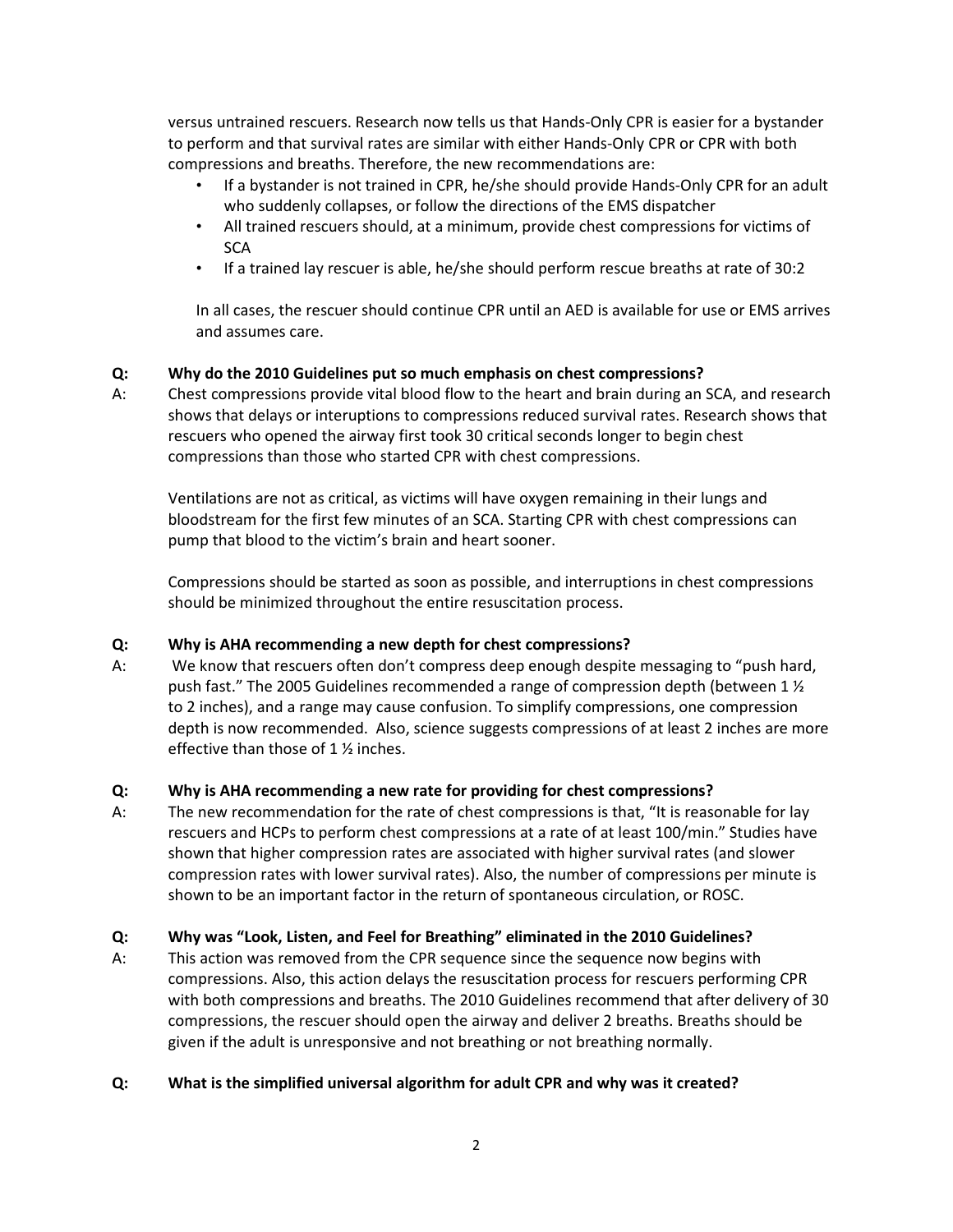versus untrained rescuers. Research now tells us that Hands-Only CPR is easier for a bystander to perform and that survival rates are similar with either Hands-Only CPR or CPR with both compressions and breaths. Therefore, the new recommendations are:

- If a bystander is not trained in CPR, he/she should provide Hands-Only CPR for an adult who suddenly collapses, or follow the directions of the EMS dispatcher
- All trained rescuers should, at a minimum, provide chest compressions for victims of SCA
- If a trained lay rescuer is able, he/she should perform rescue breaths at rate of 30:2

In all cases, the rescuer should continue CPR until an AED is available for use or EMS arrives and assumes care.

**Q: Why do the 2010 Guidelines put so much emphasis on chest compressions?**

A: Chest compressions provide vital blood flow to the heart and brain during an SCA, and research shows that delays or interuptions to compressions reduced survival rates. Research shows that rescuers who opened the airway first took 30 critical seconds longer to begin chest compressions than those who started CPR with chest compressions.

Ventilations are not as critical, as victims will have oxygen remaining in their lungs and bloodstream for the first few minutes of an SCA. Starting CPR with chest compressions can pump that blood to the victim's brain and heart sooner.

Compressions should be started as soon as possible, and interruptions in chest compressions should be minimized throughout the entire resuscitation process.

**Q: Why is AHA recommending a new depth for chest compressions?**

A: We know that rescuers often don't compress deep enough despite messaging to "push hard, push fast." The 2005 Guidelines recommended a range of compression depth (between 1 ½ to 2 inches), and a range may cause confusion. To simplify compressions, one compression depth is now recommended. Also, science suggests compressions of at least 2 inches are more effective than those of 1 ½ inches.

**Q: Why is AHA recommending a new rate for providing for chest compressions?**

A: The new recommendation for the rate of chest compressions is that, "It is reasonable for lay rescuers and HCPs to perform chest compressions at a rate of at least 100/min." Studies have shown that higher compression rates are associated with higher survival rates (and slower compression rates with lower survival rates). Also, the number of compressions per minute is shown to be an important factor in the return of spontaneous circulation, or ROSC.

**Q: Why was "Look, Listen, and Feel for Breathing" eliminated in the 2010 Guidelines?**

A: This action was removed from the CPR sequence since the sequence now begins with compressions. Also, this action delays the resuscitation process for rescuers performing CPR with both compressions and breaths. The 2010 Guidelines recommend that after delivery of 30 compressions, the rescuer should open the airway and deliver 2 breaths. Breaths should be given if the adult is unresponsive and not breathing or not breathing normally.

**Q: What is the simplified universal algorithm for adult CPR and why was it created?**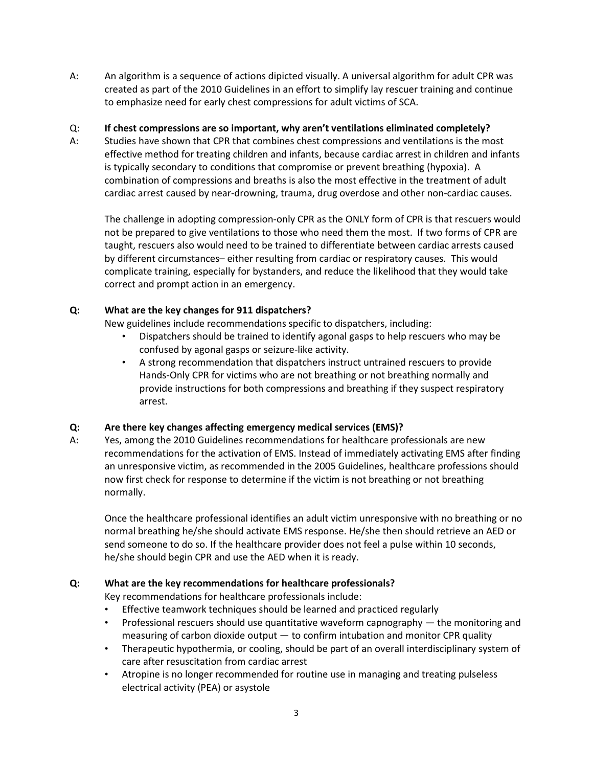A: An algorithm is a sequence of actions dipicted visually. A universal algorithm for adult CPR was created as part of the 2010 Guidelines in an effort to simplify lay rescuer training and continue to emphasize need for early chest compressions for adult victims of SCA.

Q: **If chest compressions are so important, why aren't ventilations eliminated completely?**

A: Studies have shown that CPR that combines chest compressions and ventilations is the most effective method for treating children and infants, because cardiac arrest in children and infants is typically secondary to conditions that compromise or prevent breathing (hypoxia). A combination of compressions and breaths is also the most effective in the treatment of adult cardiac arrest caused by near-drowning, trauma, drug overdose and other non-cardiac causes.

The challenge in adopting compression-only CPR as the ONLY form of CPR is that rescuers would not be prepared to give ventilations to those who need them the most. If two forms of CPR are taught, rescuers also would need to be trained to differentiate between cardiac arrests caused by different circumstances– either resulting from cardiac or respiratory causes. This would complicate training, especially for bystanders, and reduce the likelihood that they would take correct and prompt action in an emergency.

**Q: What are the key changes for 911 dispatchers?**

New guidelines include recommendations specific to dispatchers, including:

- Dispatchers should be trained to identify agonal gasps to help rescuers who may be confused by agonal gasps or seizure-like activity.
- A strong recommendation that dispatchers instruct untrained rescuers to provide Hands-Only CPR for victims who are not breathing or not breathing normally and provide instructions for both compressions and breathing if they suspect respiratory arrest.

**Q: Are there key changes affecting emergency medical services (EMS)?**

A: Yes, among the 2010 Guidelines recommendations for healthcare professionals are new recommendations for the activation of EMS. Instead of immediately activating EMS after finding an unresponsive victim, as recommended in the 2005 Guidelines, healthcare professions should now first check for response to determine if the victim is not breathing or not breathing normally.

Once the healthcare professional identifies an adult victim unresponsive with no breathing or no normal breathing he/she should activate EMS response. He/she then should retrieve an AED or send someone to do so. If the healthcare provider does not feel a pulse within 10 seconds, he/she should begin CPR and use the AED when it is ready.

**Q: What are the key recommendations for healthcare professionals?**

Key recommendations for healthcare professionals include:

- Effective teamwork techniques should be learned and practiced regularly
- Professional rescuers should use quantitative waveform capnography — the monitoring and measuring of carbon dioxide output — to confirm intubation and monitor CPR quality
- Therapeutic hypothermia, or cooling, should be part of an overall interdisciplinary system of care after resuscitation from cardiac arrest
- Atropine is no longer recommended for routine use in managing and treating pulseless electrical activity (PEA) or asystole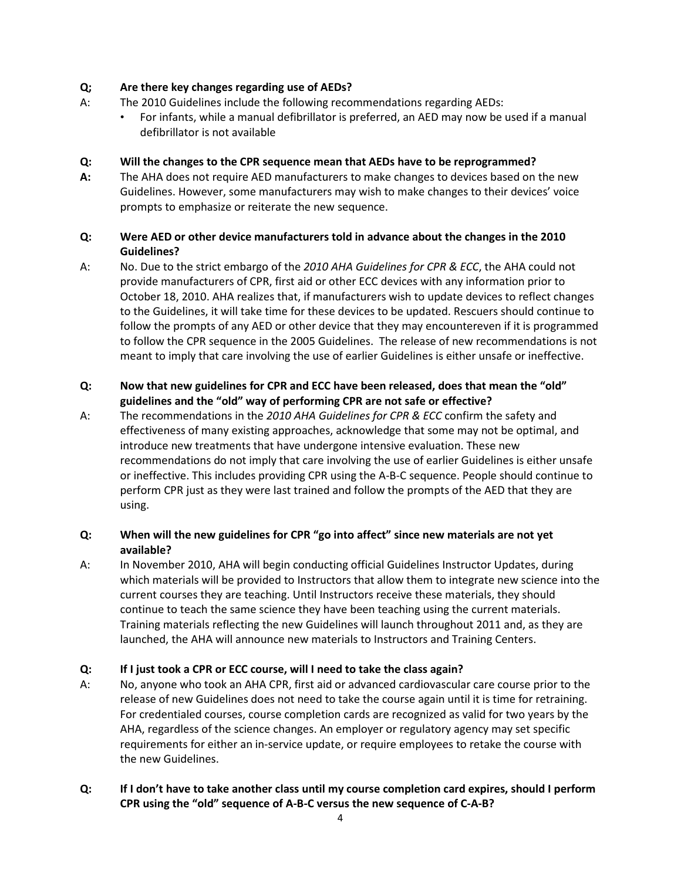**Q; Are there key changes regarding use of AEDs?**

A: The 2010 Guidelines include the following recommendations regarding AEDs:

- For infants, while a manual defibrillator is preferred, an AED may now be used if a manual defibrillator is not available

**Q: Will the changes to the CPR sequence mean that AEDs have to be reprogrammed?**

**A:** The AHA does not require AED manufacturers to make changes to devices based on the new Guidelines. However, some manufacturers may wish to make changes to their devices' voice prompts to emphasize or reiterate the new sequence.

**Q: Were AED or other device manufacturers told in advance about the changes in the 2010 Guidelines?**

A: No. Due to the strict embargo of the *2010 AHA Guidelines for CPR & ECC*, the AHA could not provide manufacturers of CPR, first aid or other ECC devices with any information prior to October 18, 2010. AHA realizes that, if manufacturers wish to update devices to reflect changes to the Guidelines, it will take time for these devices to be updated. Rescuers should continue to follow the prompts of any AED or other device that they may encountereven if it is programmed to follow the CPR sequence in the 2005 Guidelines. The release of new recommendations is not meant to imply that care involving the use of earlier Guidelines is either unsafe or ineffective.

**Q: Now that new guidelines for CPR and ECC have been released, does that mean the "old" guidelines and the "old" way of performing CPR are not safe or effective?**

A: The recommendations in the *2010 AHA Guidelines for CPR & ECC* confirm the safety and effectiveness of many existing approaches, acknowledge that some may not be optimal, and introduce new treatments that have undergone intensive evaluation. These new recommendations do not imply that care involving the use of earlier Guidelines is either unsafe or ineffective. This includes providing CPR using the A-B-C sequence. People should continue to perform CPR just as they were last trained and follow the prompts of the AED that they are using.

**Q: When will the new guidelines for CPR "go into affect" since new materials are not yet available?**

A: In November 2010, AHA will begin conducting official Guidelines Instructor Updates, during which materials will be provided to Instructors that allow them to integrate new science into the current courses they are teaching. Until Instructors receive these materials, they should continue to teach the same science they have been teaching using the current materials. Training materials reflecting the new Guidelines will launch throughout 2011 and, as they are launched, the AHA will announce new materials to Instructors and Training Centers.

**Q: If I just took a CPR or ECC course, will I need to take the class again?**

A: No, anyone who took an AHA CPR, first aid or advanced cardiovascular care course prior to the release of new Guidelines does not need to take the course again until it is time for retraining. For credentialed courses, course completion cards are recognized as valid for two years by the AHA, regardless of the science changes. An employer or regulatory agency may set specific requirements for either an in-service update, or require employees to retake the course with the new Guidelines.

**Q: If I don't have to take another class until my course completion card expires, should I perform CPR using the "old" sequence of A-B-C versus the new sequence of C-A-B?**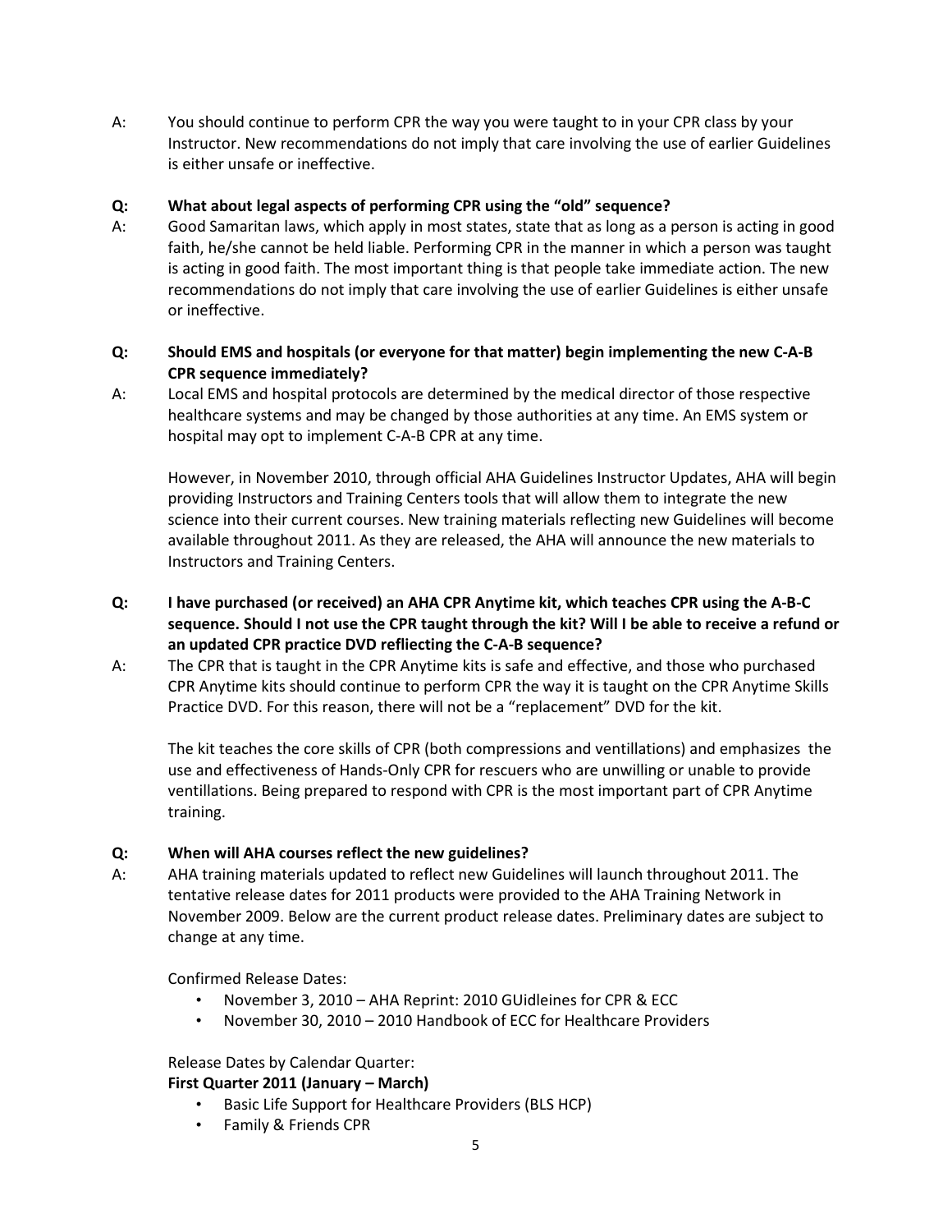A: You should continue to perform CPR the way you were taught to in your CPR class by your Instructor. New recommendations do not imply that care involving the use of earlier Guidelines is either unsafe or ineffective.

**Q: What about legal aspects of performing CPR using the "old" sequence?**

A: Good Samaritan laws, which apply in most states, state that as long as a person is acting in good faith, he/she cannot be held liable. Performing CPR in the manner in which a person was taught is acting in good faith. The most important thing is that people take immediate action. The new recommendations do not imply that care involving the use of earlier Guidelines is either unsafe or ineffective.

**Q: Should EMS and hospitals (or everyone for that matter) begin implementing the new C-A-B CPR sequence immediately?**

A: Local EMS and hospital protocols are determined by the medical director of those respective healthcare systems and may be changed by those authorities at any time. An EMS system or hospital may opt to implement C-A-B CPR at any time.

However, in November 2010, through official AHA Guidelines Instructor Updates, AHA will begin providing Instructors and Training Centers tools that will allow them to integrate the new science into their current courses. New training materials reflecting new Guidelines will become available throughout 2011. As they are released, the AHA will announce the new materials to Instructors and Training Centers.

**Q: I have purchased (or received) an AHA CPR Anytime kit, which teaches CPR using the A-B-C sequence. Should I not use the CPR taught through the kit? Will I be able to receive a refund or an updated CPR practice DVD refliecting the C-A-B sequence?**

A: The CPR that is taught in the CPR Anytime kits is safe and effective, and those who purchased CPR Anytime kits should continue to perform CPR the way it is taught on the CPR Anytime Skills Practice DVD. For this reason, there will not be a "replacement" DVD for the kit.

The kit teaches the core skills of CPR (both compressions and ventillations) and emphasizes the use and effectiveness of Hands-Only CPR for rescuers who are unwilling or unable to provide ventillations. Being prepared to respond with CPR is the most important part of CPR Anytime training.

**Q: When will AHA courses reflect the new guidelines?**

A: AHA training materials updated to reflect new Guidelines will launch throughout 2011. The tentative release dates for 2011 products were provided to the AHA Training Network in November 2009. Below are the current product release dates. Preliminary dates are subject to change at any time.

Confirmed Release Dates:

- November 3, 2010 – AHA Reprint: 2010 GUidleines for CPR & ECC
- November 30, 2010 – 2010 Handbook of ECC for Healthcare Providers

Release Dates by Calendar Quarter:

**First Quarter 2011 (January – March)**

- Basic Life Support for Healthcare Providers (BLS HCP)
- Family & Friends CPR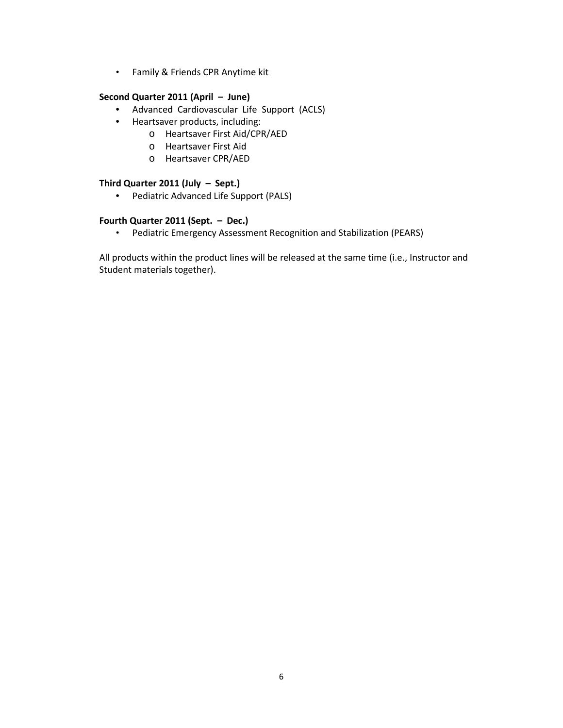- Family & Friends CPR Anytime kit

**Second Quarter 2011 (April – June)**

- Advanced Cardiovascular Life Support (ACLS)
- Heartsaver products, including:
  - Heartsaver First Aid/CPR/AED
  - Heartsaver First Aid
  - Heartsaver CPR/AED

**Third Quarter 2011 (July – Sept.)**

- Pediatric Advanced Life Support (PALS)

**Fourth Quarter 2011 (Sept. – Dec.)**

- Pediatric Emergency Assessment Recognition and Stabilization (PEARS)

All products within the product lines will be released at the same time (i.e., Instructor and Student materials together).